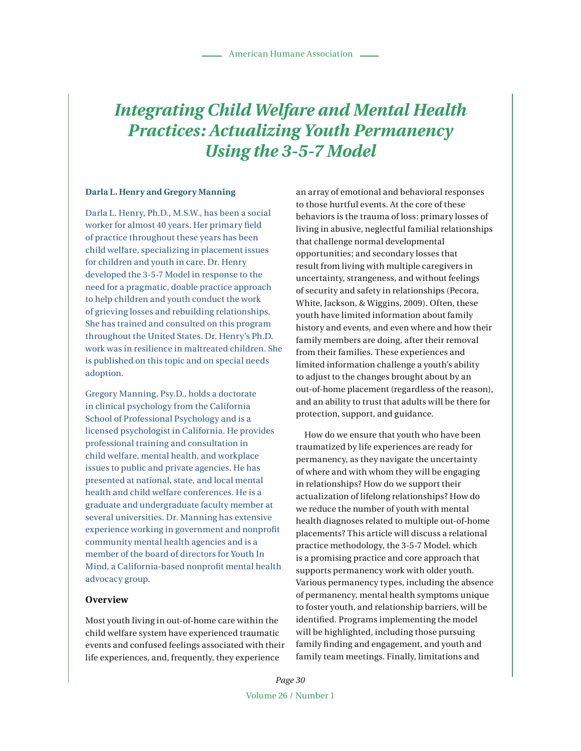# Integrating Child Welfare and Mental Health Practices: Actualizing Youth Permanency Using the 3-5-7 Model

**Darla L. Henry and Gregory Manning**

Darla L. Henry, Ph.D., M.S.W., has been a social worker for almost 40 years. Her primary field of practice throughout these years has been child welfare, specializing in placement issues for children and youth in care. Dr. Henry developed the 3-5-7 Model in response to the need for a pragmatic, doable practice approach to help children and youth conduct the work of grieving losses and rebuilding relationships. She has trained and consulted on this program throughout the United States. Dr. Henry's Ph.D. work was in resilience in maltreated children. She is published on this topic and on special needs adoption.

Gregory Manning, Psy.D., holds a doctorate in clinical psychology from the California School of Professional Psychology and is a licensed psychologist in California. He provides professional training and consultation in child welfare, mental health, and workplace issues to public and private agencies. He has presented at national, state, and local mental health and child welfare conferences. He is a graduate and undergraduate faculty member at several universities. Dr. Manning has extensive experience working in government and nonprofit community mental health agencies and is a member of the board of directors for Youth In Mind, a California-based nonprofit mental health advocacy group.

## Overview

Most youth living in out-of-home care within the child welfare system have experienced traumatic events and confused feelings associated with their life experiences, and, frequently, they experience an array of emotional and behavioral responses to those hurtful events. At the core of these behaviors is the trauma of loss: primary losses of living in abusive, neglectful familial relationships that challenge normal developmental opportunities; and secondary losses that result from living with multiple caregivers in uncertainty, strangeness, and without feelings of security and safety in relationships (Pecora, White, Jackson, & Wiggins, 2009). Often, these youth have limited information about family history and events, and even where and how their family members are doing, after their removal from their families. These experiences and limited information challenge a youth's ability to adjust to the changes brought about by an out-of-home placement (regardless of the reason), and an ability to trust that adults will be there for protection, support, and guidance.

How do we ensure that youth who have been traumatized by life experiences are ready for permanency, as they navigate the uncertainty of where and with whom they will be engaging in relationships? How do we support their actualization of lifelong relationships? How do we reduce the number of youth with mental health diagnoses related to multiple out-of-home placements? This article will discuss a relational practice methodology, the 3-5-7 Model, which is a promising practice and core approach that supports permanency work with older youth. Various permanency types, including the absence of permanency, mental health symptoms unique to foster youth, and relationship barriers, will be identified. Programs implementing the model will be highlighted, including those pursuing family finding and engagement, and youth and family team meetings. Finally, limitations and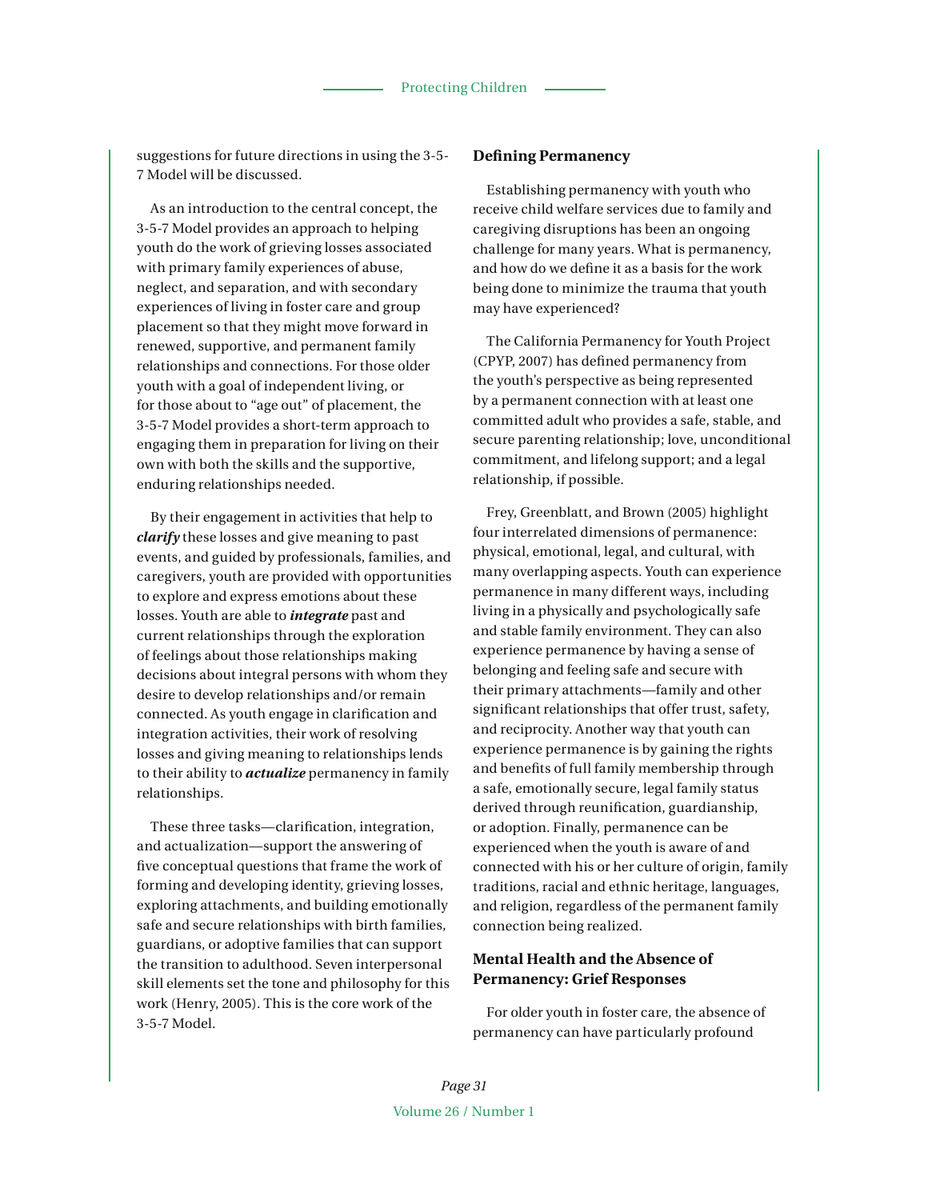suggestions for future directions in using the 3-5-7 Model will be discussed.

As an introduction to the central concept, the 3-5-7 Model provides an approach to helping youth do the work of grieving losses associated with primary family experiences of abuse, neglect, and separation, and with secondary experiences of living in foster care and group placement so that they might move forward in renewed, supportive, and permanent family relationships and connections. For those older youth with a goal of independent living, or for those about to "age out" of placement, the 3-5-7 Model provides a short-term approach to engaging them in preparation for living on their own with both the skills and the supportive, enduring relationships needed.

By their engagement in activities that help to ***clarify*** these losses and give meaning to past events, and guided by professionals, families, and caregivers, youth are provided with opportunities to explore and express emotions about these losses. Youth are able to ***integrate*** past and current relationships through the exploration of feelings about those relationships making decisions about integral persons with whom they desire to develop relationships and/or remain connected. As youth engage in clarification and integration activities, their work of resolving losses and giving meaning to relationships lends to their ability to ***actualize*** permanency in family relationships.

These three tasks—clarification, integration, and actualization—support the answering of five conceptual questions that frame the work of forming and developing identity, grieving losses, exploring attachments, and building emotionally safe and secure relationships with birth families, guardians, or adoptive families that can support the transition to adulthood. Seven interpersonal skill elements set the tone and philosophy for this work (Henry, 2005). This is the core work of the 3-5-7 Model.

## Defining Permanency

Establishing permanency with youth who receive child welfare services due to family and caregiving disruptions has been an ongoing challenge for many years. What is permanency, and how do we define it as a basis for the work being done to minimize the trauma that youth may have experienced?

The California Permanency for Youth Project (CPYP, 2007) has defined permanency from the youth's perspective as being represented by a permanent connection with at least one committed adult who provides a safe, stable, and secure parenting relationship; love, unconditional commitment, and lifelong support; and a legal relationship, if possible.

Frey, Greenblatt, and Brown (2005) highlight four interrelated dimensions of permanence: physical, emotional, legal, and cultural, with many overlapping aspects. Youth can experience permanence in many different ways, including living in a physically and psychologically safe and stable family environment. They can also experience permanence by having a sense of belonging and feeling safe and secure with their primary attachments—family and other significant relationships that offer trust, safety, and reciprocity. Another way that youth can experience permanence is by gaining the rights and benefits of full family membership through a safe, emotionally secure, legal family status derived through reunification, guardianship, or adoption. Finally, permanence can be experienced when the youth is aware of and connected with his or her culture of origin, family traditions, racial and ethnic heritage, languages, and religion, regardless of the permanent family connection being realized.

## Mental Health and the Absence of Permanency: Grief Responses

For older youth in foster care, the absence of permanency can have particularly profound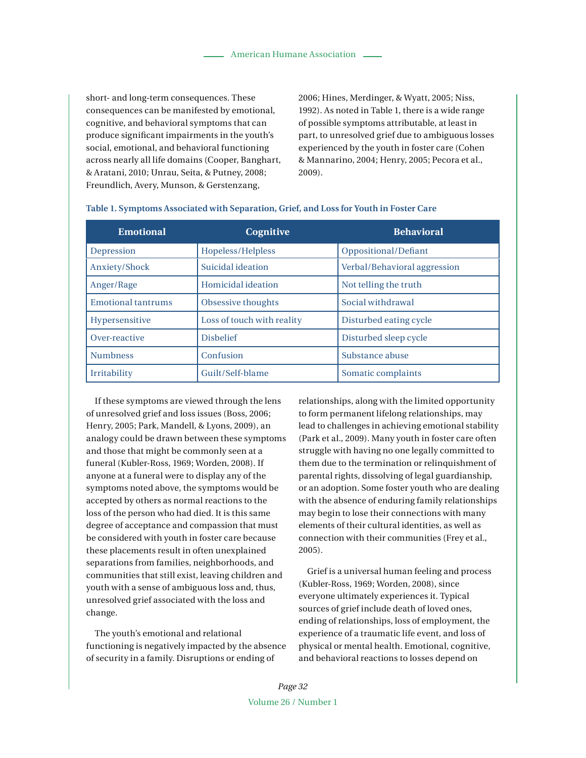short- and long-term consequences. These consequences can be manifested by emotional, cognitive, and behavioral symptoms that can produce significant impairments in the youth's social, emotional, and behavioral functioning across nearly all life domains (Cooper, Banghart, & Aratani, 2010; Unrau, Seita, & Putney, 2008; Freundlich, Avery, Munson, & Gerstenzang, 2006; Hines, Merdinger, & Wyatt, 2005; Niss, 1992). As noted in Table 1, there is a wide range of possible symptoms attributable, at least in part, to unresolved grief due to ambiguous losses experienced by the youth in foster care (Cohen & Mannarino, 2004; Henry, 2005; Pecora et al., 2009).

**Table 1. Symptoms Associated with Separation, Grief, and Loss for Youth in Foster Care**

| Emotional | Cognitive | Behavioral |
|---|---|---|
| Depression | Hopeless/Helpless | Oppositional/Defiant |
| Anxiety/Shock | Suicidal ideation | Verbal/Behavioral aggression |
| Anger/Rage | Homicidal ideation | Not telling the truth |
| Emotional tantrums | Obsessive thoughts | Social withdrawal |
| Hypersensitive | Loss of touch with reality | Disturbed eating cycle |
| Over-reactive | Disbelief | Disturbed sleep cycle |
| Numbness | Confusion | Substance abuse |
| Irritability | Guilt/Self-blame | Somatic complaints |

If these symptoms are viewed through the lens of unresolved grief and loss issues (Boss, 2006; Henry, 2005; Park, Mandell, & Lyons, 2009), an analogy could be drawn between these symptoms and those that might be commonly seen at a funeral (Kubler-Ross, 1969; Worden, 2008). If anyone at a funeral were to display any of the symptoms noted above, the symptoms would be accepted by others as normal reactions to the loss of the person who had died. It is this same degree of acceptance and compassion that must be considered with youth in foster care because these placements result in often unexplained separations from families, neighborhoods, and communities that still exist, leaving children and youth with a sense of ambiguous loss and, thus, unresolved grief associated with the loss and change.

The youth's emotional and relational functioning is negatively impacted by the absence of security in a family. Disruptions or ending of relationships, along with the limited opportunity to form permanent lifelong relationships, may lead to challenges in achieving emotional stability (Park et al., 2009). Many youth in foster care often struggle with having no one legally committed to them due to the termination or relinquishment of parental rights, dissolving of legal guardianship, or an adoption. Some foster youth who are dealing with the absence of enduring family relationships may begin to lose their connections with many elements of their cultural identities, as well as connection with their communities (Frey et al., 2005).

Grief is a universal human feeling and process (Kubler-Ross, 1969; Worden, 2008), since everyone ultimately experiences it. Typical sources of grief include death of loved ones, ending of relationships, loss of employment, the experience of a traumatic life event, and loss of physical or mental health. Emotional, cognitive, and behavioral reactions to losses depend on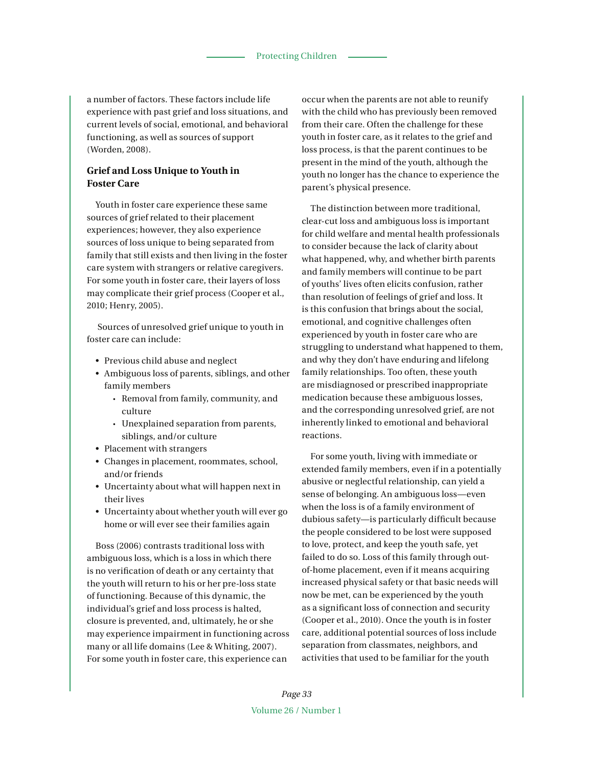a number of factors. These factors include life experience with past grief and loss situations, and current levels of social, emotional, and behavioral functioning, as well as sources of support (Worden, 2008).

### Grief and Loss Unique to Youth in Foster Care

Youth in foster care experience these same sources of grief related to their placement experiences; however, they also experience sources of loss unique to being separated from family that still exists and then living in the foster care system with strangers or relative caregivers. For some youth in foster care, their layers of loss may complicate their grief process (Cooper et al., 2010; Henry, 2005).

Sources of unresolved grief unique to youth in foster care can include:

- Previous child abuse and neglect
- Ambiguous loss of parents, siblings, and other family members
    - Removal from family, community, and culture
    - Unexplained separation from parents, siblings, and/or culture
- Placement with strangers
- Changes in placement, roommates, school, and/or friends
- Uncertainty about what will happen next in their lives
- Uncertainty about whether youth will ever go home or will ever see their families again

Boss (2006) contrasts traditional loss with ambiguous loss, which is a loss in which there is no verification of death or any certainty that the youth will return to his or her pre-loss state of functioning. Because of this dynamic, the individual's grief and loss process is halted, closure is prevented, and, ultimately, he or she may experience impairment in functioning across many or all life domains (Lee & Whiting, 2007). For some youth in foster care, this experience can occur when the parents are not able to reunify with the child who has previously been removed from their care. Often the challenge for these youth in foster care, as it relates to the grief and loss process, is that the parent continues to be present in the mind of the youth, although the youth no longer has the chance to experience the parent's physical presence.

The distinction between more traditional, clear-cut loss and ambiguous loss is important for child welfare and mental health professionals to consider because the lack of clarity about what happened, why, and whether birth parents and family members will continue to be part of youths' lives often elicits confusion, rather than resolution of feelings of grief and loss. It is this confusion that brings about the social, emotional, and cognitive challenges often experienced by youth in foster care who are struggling to understand what happened to them, and why they don't have enduring and lifelong family relationships. Too often, these youth are misdiagnosed or prescribed inappropriate medication because these ambiguous losses, and the corresponding unresolved grief, are not inherently linked to emotional and behavioral reactions.

For some youth, living with immediate or extended family members, even if in a potentially abusive or neglectful relationship, can yield a sense of belonging. An ambiguous loss—even when the loss is of a family environment of dubious safety—is particularly difficult because the people considered to be lost were supposed to love, protect, and keep the youth safe, yet failed to do so. Loss of this family through out-of-home placement, even if it means acquiring increased physical safety or that basic needs will now be met, can be experienced by the youth as a significant loss of connection and security (Cooper et al., 2010). Once the youth is in foster care, additional potential sources of loss include separation from classmates, neighbors, and activities that used to be familiar for the youth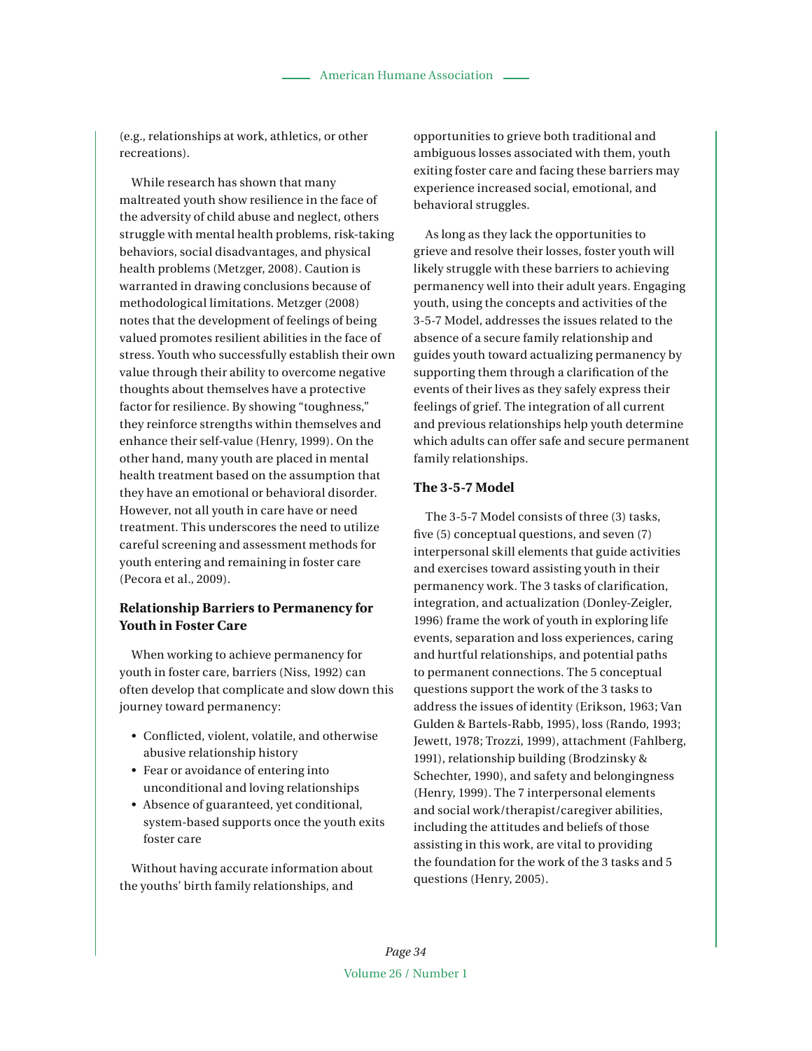(e.g., relationships at work, athletics, or other recreations).

While research has shown that many maltreated youth show resilience in the face of the adversity of child abuse and neglect, others struggle with mental health problems, risk-taking behaviors, social disadvantages, and physical health problems (Metzger, 2008). Caution is warranted in drawing conclusions because of methodological limitations. Metzger (2008) notes that the development of feelings of being valued promotes resilient abilities in the face of stress. Youth who successfully establish their own value through their ability to overcome negative thoughts about themselves have a protective factor for resilience. By showing "toughness," they reinforce strengths within themselves and enhance their self-value (Henry, 1999). On the other hand, many youth are placed in mental health treatment based on the assumption that they have an emotional or behavioral disorder. However, not all youth in care have or need treatment. This underscores the need to utilize careful screening and assessment methods for youth entering and remaining in foster care (Pecora et al., 2009).

### Relationship Barriers to Permanency for Youth in Foster Care

When working to achieve permanency for youth in foster care, barriers (Niss, 1992) can often develop that complicate and slow down this journey toward permanency:

- Conflicted, violent, volatile, and otherwise abusive relationship history
- Fear or avoidance of entering into unconditional and loving relationships
- Absence of guaranteed, yet conditional, system-based supports once the youth exits foster care

Without having accurate information about the youths' birth family relationships, and opportunities to grieve both traditional and ambiguous losses associated with them, youth exiting foster care and facing these barriers may experience increased social, emotional, and behavioral struggles.

As long as they lack the opportunities to grieve and resolve their losses, foster youth will likely struggle with these barriers to achieving permanency well into their adult years. Engaging youth, using the concepts and activities of the 3-5-7 Model, addresses the issues related to the absence of a secure family relationship and guides youth toward actualizing permanency by supporting them through a clarification of the events of their lives as they safely express their feelings of grief. The integration of all current and previous relationships help youth determine which adults can offer safe and secure permanent family relationships.

### The 3-5-7 Model

The 3-5-7 Model consists of three (3) tasks, five (5) conceptual questions, and seven (7) interpersonal skill elements that guide activities and exercises toward assisting youth in their permanency work. The 3 tasks of clarification, integration, and actualization (Donley-Zeigler, 1996) frame the work of youth in exploring life events, separation and loss experiences, caring and hurtful relationships, and potential paths to permanent connections. The 5 conceptual questions support the work of the 3 tasks to address the issues of identity (Erikson, 1963; Van Gulden & Bartels-Rabb, 1995), loss (Rando, 1993; Jewett, 1978; Trozzi, 1999), attachment (Fahlberg, 1991), relationship building (Brodzinsky & Schechter, 1990), and safety and belongingness (Henry, 1999). The 7 interpersonal elements and social work/therapist/caregiver abilities, including the attitudes and beliefs of those assisting in this work, are vital to providing the foundation for the work of the 3 tasks and 5 questions (Henry, 2005).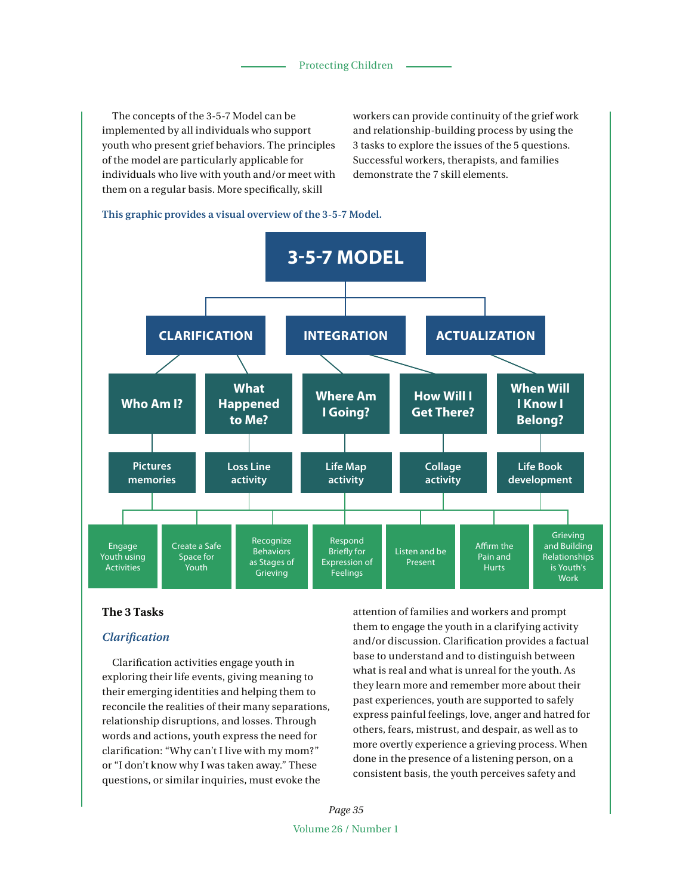The concepts of the 3-5-7 Model can be implemented by all individuals who support youth who present grief behaviors. The principles of the model are particularly applicable for individuals who live with youth and/or meet with them on a regular basis. More specifically, skill workers can provide continuity of the grief work and relationship-building process by using the 3 tasks to explore the issues of the 5 questions. Successful workers, therapists, and families demonstrate the 7 skill elements.

**This graphic provides a visual overview of the 3-5-7 Model.**

**3-5-7 MODEL**

- **CLARIFICATION**
  - **Who Am I?** — Pictures memories
  - **What Happened to Me?** — Loss Line activity
- **INTEGRATION**
  - **Where Am I Going?** — Life Map activity
  - **How Will I Get There?** — Collage activity
- **ACTUALIZATION**
  - **When Will I Know I Belong?** — Life Book development

Skill elements:

- Engage Youth using Activities
- Create a Safe Space for Youth
- Recognize Behaviors as Stages of Grieving
- Respond Briefly for Expression of Feelings
- Listen and be Present
- Affirm the Pain and Hurts
- Grieving and Building Relationships is Youth's Work

## The 3 Tasks

### *Clarification*

Clarification activities engage youth in exploring their life events, giving meaning to their emerging identities and helping them to reconcile the realities of their many separations, relationship disruptions, and losses. Through words and actions, youth express the need for clarification: "Why can't I live with my mom?" or "I don't know why I was taken away." These questions, or similar inquiries, must evoke the attention of families and workers and prompt them to engage the youth in a clarifying activity and/or discussion. Clarification provides a factual base to understand and to distinguish between what is real and what is unreal for the youth. As they learn more and remember more about their past experiences, youth are supported to safely express painful feelings, love, anger and hatred for others, fears, mistrust, and despair, as well as to more overtly experience a grieving process. When done in the presence of a listening person, on a consistent basis, the youth perceives safety and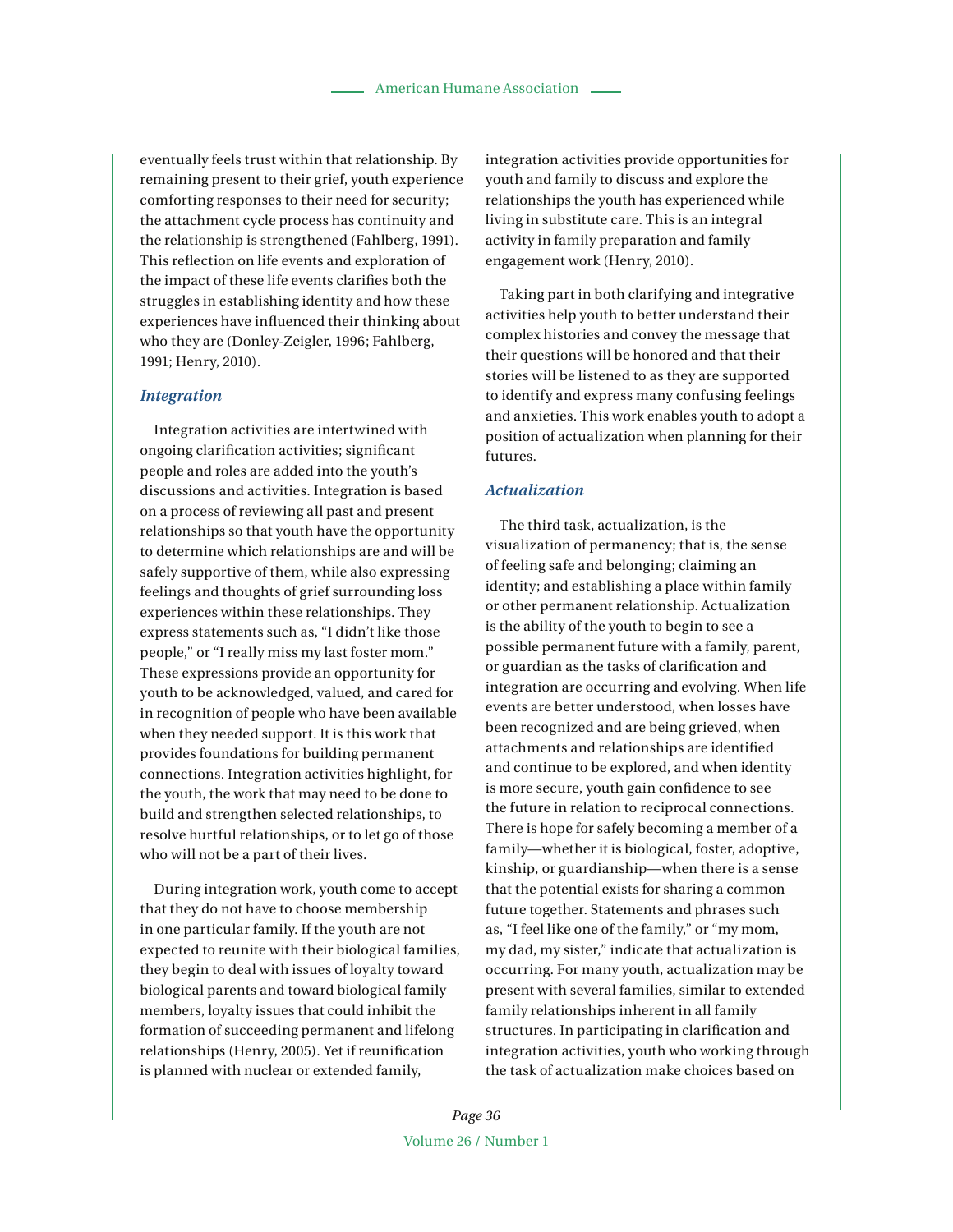eventually feels trust within that relationship. By remaining present to their grief, youth experience comforting responses to their need for security; the attachment cycle process has continuity and the relationship is strengthened (Fahlberg, 1991). This reflection on life events and exploration of the impact of these life events clarifies both the struggles in establishing identity and how these experiences have influenced their thinking about who they are (Donley-Zeigler, 1996; Fahlberg, 1991; Henry, 2010).

### *Integration*

Integration activities are intertwined with ongoing clarification activities; significant people and roles are added into the youth's discussions and activities. Integration is based on a process of reviewing all past and present relationships so that youth have the opportunity to determine which relationships are and will be safely supportive of them, while also expressing feelings and thoughts of grief surrounding loss experiences within these relationships. They express statements such as, "I didn't like those people," or "I really miss my last foster mom." These expressions provide an opportunity for youth to be acknowledged, valued, and cared for in recognition of people who have been available when they needed support. It is this work that provides foundations for building permanent connections. Integration activities highlight, for the youth, the work that may need to be done to build and strengthen selected relationships, to resolve hurtful relationships, or to let go of those who will not be a part of their lives.

During integration work, youth come to accept that they do not have to choose membership in one particular family. If the youth are not expected to reunite with their biological families, they begin to deal with issues of loyalty toward biological parents and toward biological family members, loyalty issues that could inhibit the formation of succeeding permanent and lifelong relationships (Henry, 2005). Yet if reunification is planned with nuclear or extended family, integration activities provide opportunities for youth and family to discuss and explore the relationships the youth has experienced while living in substitute care. This is an integral activity in family preparation and family engagement work (Henry, 2010).

Taking part in both clarifying and integrative activities help youth to better understand their complex histories and convey the message that their questions will be honored and that their stories will be listened to as they are supported to identify and express many confusing feelings and anxieties. This work enables youth to adopt a position of actualization when planning for their futures.

### *Actualization*

The third task, actualization, is the visualization of permanency; that is, the sense of feeling safe and belonging; claiming an identity; and establishing a place within family or other permanent relationship. Actualization is the ability of the youth to begin to see a possible permanent future with a family, parent, or guardian as the tasks of clarification and integration are occurring and evolving. When life events are better understood, when losses have been recognized and are being grieved, when attachments and relationships are identified and continue to be explored, and when identity is more secure, youth gain confidence to see the future in relation to reciprocal connections. There is hope for safely becoming a member of a family—whether it is biological, foster, adoptive, kinship, or guardianship—when there is a sense that the potential exists for sharing a common future together. Statements and phrases such as, "I feel like one of the family," or "my mom, my dad, my sister," indicate that actualization is occurring. For many youth, actualization may be present with several families, similar to extended family relationships inherent in all family structures. In participating in clarification and integration activities, youth who working through the task of actualization make choices based on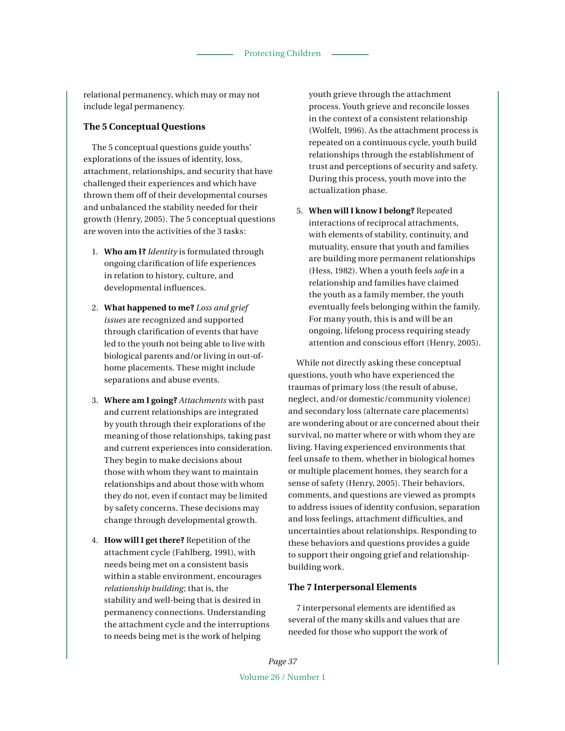relational permanency, which may or may not include legal permanency.

### The 5 Conceptual Questions

The 5 conceptual questions guide youths' explorations of the issues of identity, loss, attachment, relationships, and security that have challenged their experiences and which have thrown them off of their developmental courses and unbalanced the stability needed for their growth (Henry, 2005). The 5 conceptual questions are woven into the activities of the 3 tasks:

1. **Who am I?** *Identity* is formulated through ongoing clarification of life experiences in relation to history, culture, and developmental influences.

2. **What happened to me?** *Loss and grief issues* are recognized and supported through clarification of events that have led to the youth not being able to live with biological parents and/or living in out-of-home placements. These might include separations and abuse events.

3. **Where am I going?** *Attachments* with past and current relationships are integrated by youth through their explorations of the meaning of those relationships, taking past and current experiences into consideration. They begin to make decisions about those with whom they want to maintain relationships and about those with whom they do not, even if contact may be limited by safety concerns. These decisions may change through developmental growth.

4. **How will I get there?** Repetition of the attachment cycle (Fahlberg, 1991), with needs being met on a consistent basis within a stable environment, encourages *relationship building*; that is, the stability and well-being that is desired in permanency connections. Understanding the attachment cycle and the interruptions to needs being met is the work of helping youth grieve through the attachment process. Youth grieve and reconcile losses in the context of a consistent relationship (Wolfelt, 1996). As the attachment process is repeated on a continuous cycle, youth build relationships through the establishment of trust and perceptions of security and safety. During this process, youth move into the actualization phase.

5. **When will I know I belong?** Repeated interactions of reciprocal attachments, with elements of stability, continuity, and mutuality, ensure that youth and families are building more permanent relationships (Hess, 1982). When a youth feels *safe* in a relationship and families have claimed the youth as a family member, the youth eventually feels belonging within the family. For many youth, this is and will be an ongoing, lifelong process requiring steady attention and conscious effort (Henry, 2005).

While not directly asking these conceptual questions, youth who have experienced the traumas of primary loss (the result of abuse, neglect, and/or domestic/community violence) and secondary loss (alternate care placements) are wondering about or are concerned about their survival, no matter where or with whom they are living. Having experienced environments that feel unsafe to them, whether in biological homes or multiple placement homes, they search for a sense of safety (Henry, 2005). Their behaviors, comments, and questions are viewed as prompts to address issues of identity confusion, separation and loss feelings, attachment difficulties, and uncertainties about relationships. Responding to these behaviors and questions provides a guide to support their ongoing grief and relationship-building work.

### The 7 Interpersonal Elements

7 interpersonal elements are identified as several of the many skills and values that are needed for those who support the work of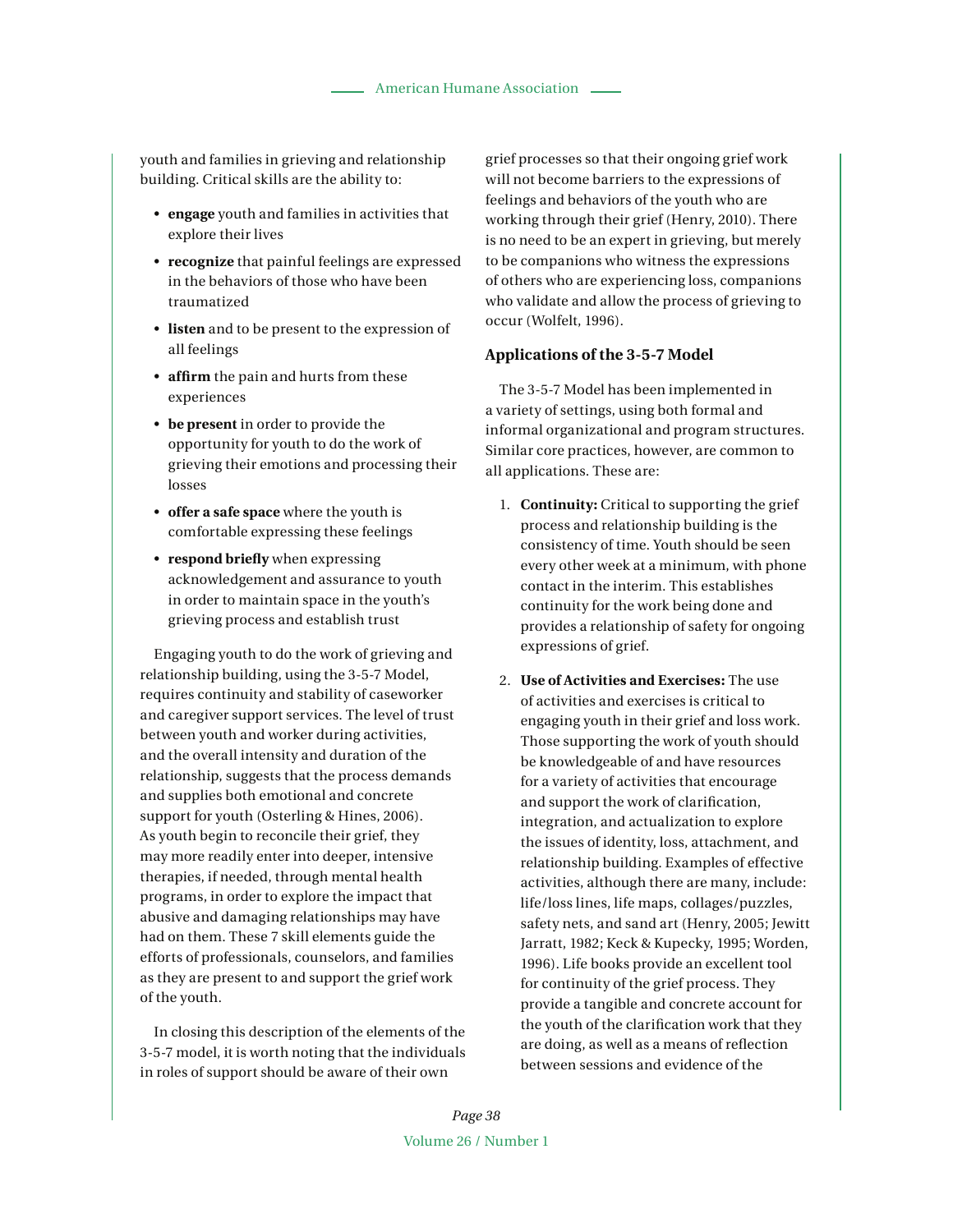youth and families in grieving and relationship building. Critical skills are the ability to:

- **engage** youth and families in activities that explore their lives
- **recognize** that painful feelings are expressed in the behaviors of those who have been traumatized
- **listen** and to be present to the expression of all feelings
- **affirm** the pain and hurts from these experiences
- **be present** in order to provide the opportunity for youth to do the work of grieving their emotions and processing their losses
- **offer a safe space** where the youth is comfortable expressing these feelings
- **respond briefly** when expressing acknowledgement and assurance to youth in order to maintain space in the youth's grieving process and establish trust

Engaging youth to do the work of grieving and relationship building, using the 3-5-7 Model, requires continuity and stability of caseworker and caregiver support services. The level of trust between youth and worker during activities, and the overall intensity and duration of the relationship, suggests that the process demands and supplies both emotional and concrete support for youth (Osterling & Hines, 2006). As youth begin to reconcile their grief, they may more readily enter into deeper, intensive therapies, if needed, through mental health programs, in order to explore the impact that abusive and damaging relationships may have had on them. These 7 skill elements guide the efforts of professionals, counselors, and families as they are present to and support the grief work of the youth.

In closing this description of the elements of the 3-5-7 model, it is worth noting that the individuals in roles of support should be aware of their own grief processes so that their ongoing grief work will not become barriers to the expressions of feelings and behaviors of the youth who are working through their grief (Henry, 2010). There is no need to be an expert in grieving, but merely to be companions who witness the expressions of others who are experiencing loss, companions who validate and allow the process of grieving to occur (Wolfelt, 1996).

### Applications of the 3-5-7 Model

The 3-5-7 Model has been implemented in a variety of settings, using both formal and informal organizational and program structures. Similar core practices, however, are common to all applications. These are:

1. **Continuity:** Critical to supporting the grief process and relationship building is the consistency of time. Youth should be seen every other week at a minimum, with phone contact in the interim. This establishes continuity for the work being done and provides a relationship of safety for ongoing expressions of grief.

2. **Use of Activities and Exercises:** The use of activities and exercises is critical to engaging youth in their grief and loss work. Those supporting the work of youth should be knowledgeable of and have resources for a variety of activities that encourage and support the work of clarification, integration, and actualization to explore the issues of identity, loss, attachment, and relationship building. Examples of effective activities, although there are many, include: life/loss lines, life maps, collages/puzzles, safety nets, and sand art (Henry, 2005; Jewitt Jarratt, 1982; Keck & Kupecky, 1995; Worden, 1996). Life books provide an excellent tool for continuity of the grief process. They provide a tangible and concrete account for the youth of the clarification work that they are doing, as well as a means of reflection between sessions and evidence of the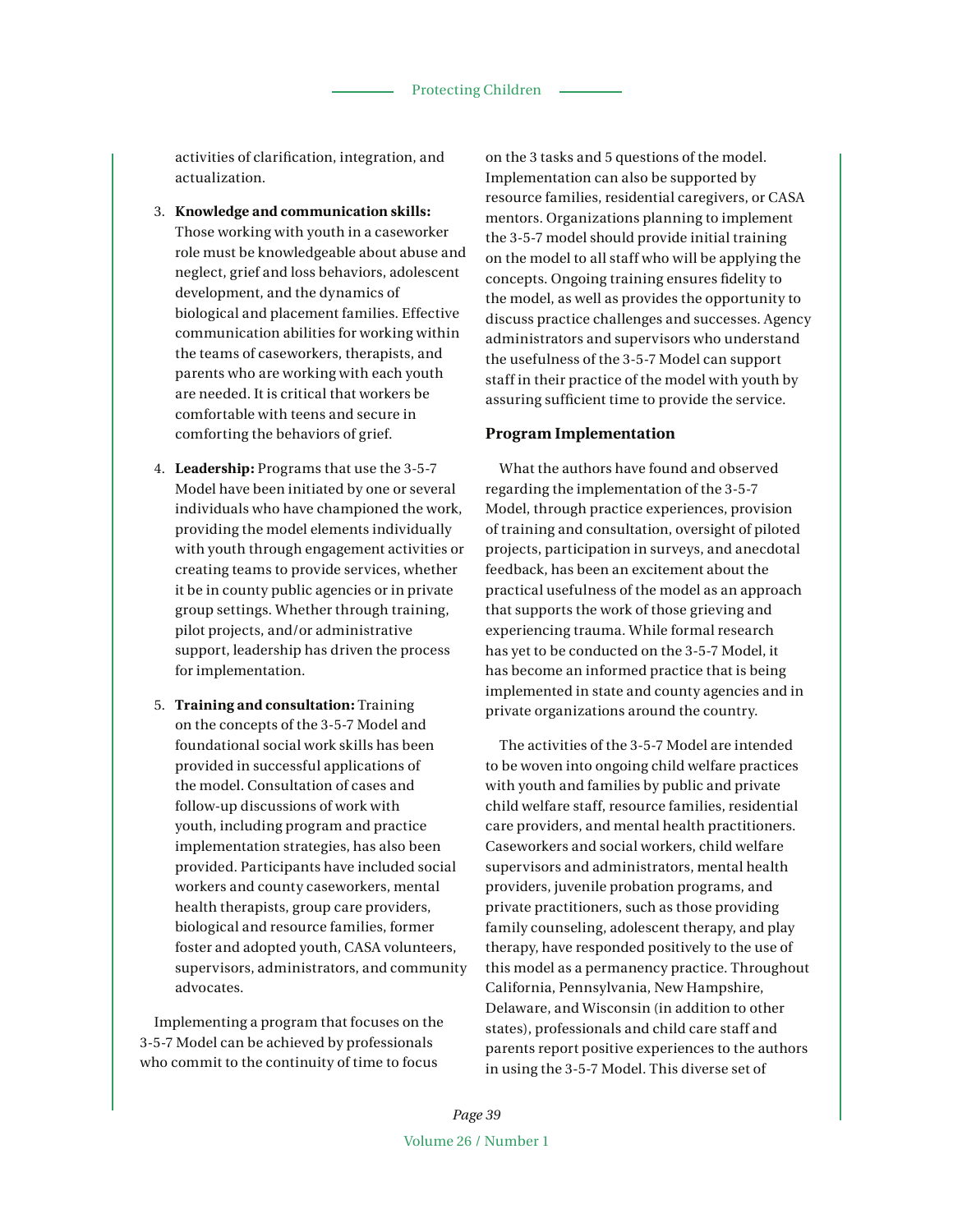activities of clarification, integration, and actualization.

3. **Knowledge and communication skills:** Those working with youth in a caseworker role must be knowledgeable about abuse and neglect, grief and loss behaviors, adolescent development, and the dynamics of biological and placement families. Effective communication abilities for working within the teams of caseworkers, therapists, and parents who are working with each youth are needed. It is critical that workers be comfortable with teens and secure in comforting the behaviors of grief.

4. **Leadership:** Programs that use the 3-5-7 Model have been initiated by one or several individuals who have championed the work, providing the model elements individually with youth through engagement activities or creating teams to provide services, whether it be in county public agencies or in private group settings. Whether through training, pilot projects, and/or administrative support, leadership has driven the process for implementation.

5. **Training and consultation:** Training on the concepts of the 3-5-7 Model and foundational social work skills has been provided in successful applications of the model. Consultation of cases and follow-up discussions of work with youth, including program and practice implementation strategies, has also been provided. Participants have included social workers and county caseworkers, mental health therapists, group care providers, biological and resource families, former foster and adopted youth, CASA volunteers, supervisors, administrators, and community advocates.

Implementing a program that focuses on the 3-5-7 Model can be achieved by professionals who commit to the continuity of time to focus on the 3 tasks and 5 questions of the model. Implementation can also be supported by resource families, residential caregivers, or CASA mentors. Organizations planning to implement the 3-5-7 model should provide initial training on the model to all staff who will be applying the concepts. Ongoing training ensures fidelity to the model, as well as provides the opportunity to discuss practice challenges and successes. Agency administrators and supervisors who understand the usefulness of the 3-5-7 Model can support staff in their practice of the model with youth by assuring sufficient time to provide the service.

### Program Implementation

What the authors have found and observed regarding the implementation of the 3-5-7 Model, through practice experiences, provision of training and consultation, oversight of piloted projects, participation in surveys, and anecdotal feedback, has been an excitement about the practical usefulness of the model as an approach that supports the work of those grieving and experiencing trauma. While formal research has yet to be conducted on the 3-5-7 Model, it has become an informed practice that is being implemented in state and county agencies and in private organizations around the country.

The activities of the 3-5-7 Model are intended to be woven into ongoing child welfare practices with youth and families by public and private child welfare staff, resource families, residential care providers, and mental health practitioners. Caseworkers and social workers, child welfare supervisors and administrators, mental health providers, juvenile probation programs, and private practitioners, such as those providing family counseling, adolescent therapy, and play therapy, have responded positively to the use of this model as a permanency practice. Throughout California, Pennsylvania, New Hampshire, Delaware, and Wisconsin (in addition to other states), professionals and child care staff and parents report positive experiences to the authors in using the 3-5-7 Model. This diverse set of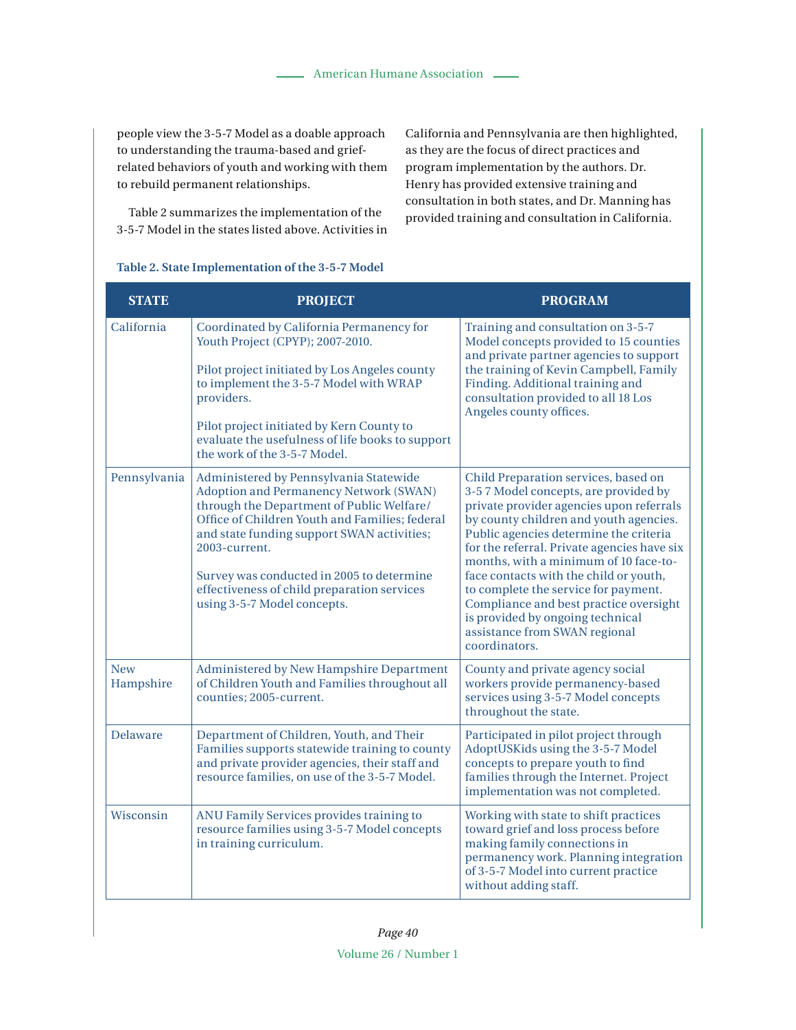people view the 3-5-7 Model as a doable approach to understanding the trauma-based and grief-related behaviors of youth and working with them to rebuild permanent relationships.

Table 2 summarizes the implementation of the 3-5-7 Model in the states listed above. Activities in California and Pennsylvania are then highlighted, as they are the focus of direct practices and program implementation by the authors. Dr. Henry has provided extensive training and consultation in both states, and Dr. Manning has provided training and consultation in California.

**Table 2. State Implementation of the 3-5-7 Model**

| STATE | PROJECT | PROGRAM |
|---|---|---|
| California | Coordinated by California Permanency for Youth Project (CPYP); 2007-2010.<br><br>Pilot project initiated by Los Angeles county to implement the 3-5-7 Model with WRAP providers.<br><br>Pilot project initiated by Kern County to evaluate the usefulness of life books to support the work of the 3-5-7 Model. | Training and consultation on 3-5-7 Model concepts provided to 15 counties and private partner agencies to support the training of Kevin Campbell, Family Finding. Additional training and consultation provided to all 18 Los Angeles county offices. |
| Pennsylvania | Administered by Pennsylvania Statewide Adoption and Permanency Network (SWAN) through the Department of Public Welfare/ Office of Children Youth and Families; federal and state funding support SWAN activities; 2003-current.<br><br>Survey was conducted in 2005 to determine effectiveness of child preparation services using 3-5-7 Model concepts. | Child Preparation services, based on 3-5 7 Model concepts, are provided by private provider agencies upon referrals by county children and youth agencies. Public agencies determine the criteria for the referral. Private agencies have six months, with a minimum of 10 face-to-face contacts with the child or youth, to complete the service for payment. Compliance and best practice oversight is provided by ongoing technical assistance from SWAN regional coordinators. |
| New Hampshire | Administered by New Hampshire Department of Children Youth and Families throughout all counties; 2005-current. | County and private agency social workers provide permanency-based services using 3-5-7 Model concepts throughout the state. |
| Delaware | Department of Children, Youth, and Their Families supports statewide training to county and private provider agencies, their staff and resource families, on use of the 3-5-7 Model. | Participated in pilot project through AdoptUSKids using the 3-5-7 Model concepts to prepare youth to find families through the Internet. Project implementation was not completed. |
| Wisconsin | ANU Family Services provides training to resource families using 3-5-7 Model concepts in training curriculum. | Working with state to shift practices toward grief and loss process before making family connections in permanency work. Planning integration of 3-5-7 Model into current practice without adding staff. |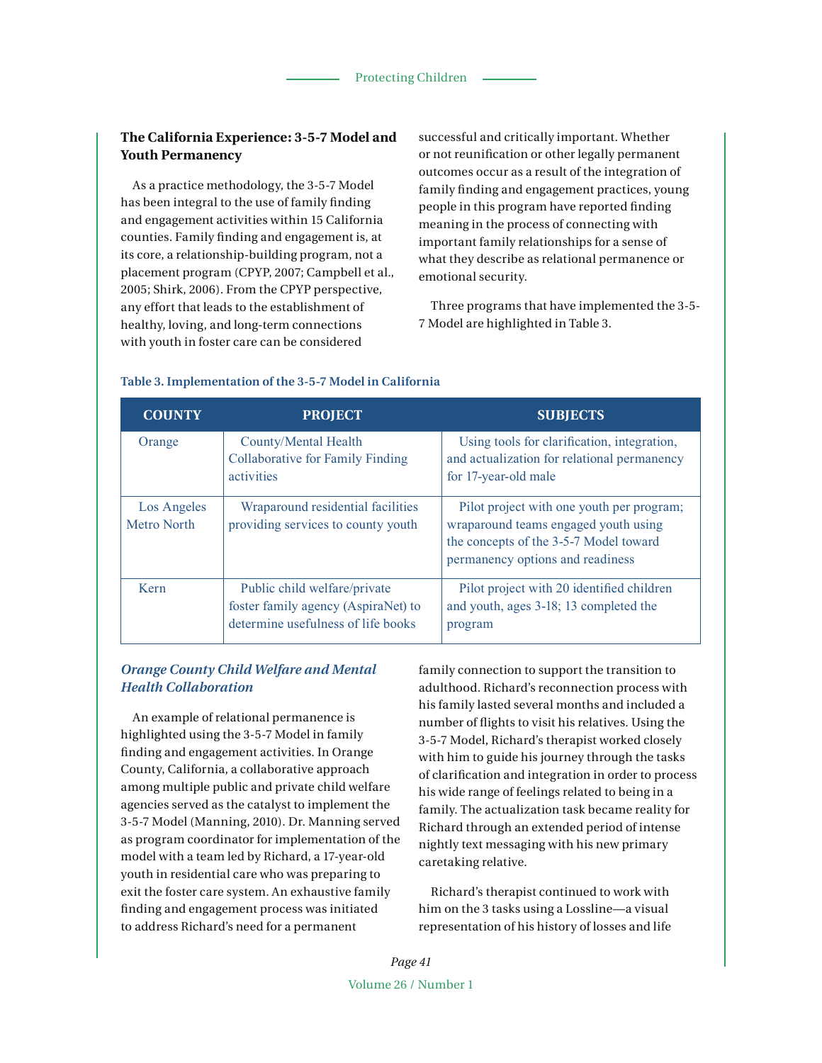### The California Experience: 3-5-7 Model and Youth Permanency

As a practice methodology, the 3-5-7 Model has been integral to the use of family finding and engagement activities within 15 California counties. Family finding and engagement is, at its core, a relationship-building program, not a placement program (CPYP, 2007; Campbell et al., 2005; Shirk, 2006). From the CPYP perspective, any effort that leads to the establishment of healthy, loving, and long-term connections with youth in foster care can be considered successful and critically important. Whether or not reunification or other legally permanent outcomes occur as a result of the integration of family finding and engagement practices, young people in this program have reported finding meaning in the process of connecting with important family relationships for a sense of what they describe as relational permanence or emotional security.

Three programs that have implemented the 3-5-7 Model are highlighted in Table 3.

**Table 3. Implementation of the 3-5-7 Model in California**

| COUNTY | PROJECT | SUBJECTS |
|---|---|---|
| Orange | County/Mental Health Collaborative for Family Finding activities | Using tools for clarification, integration, and actualization for relational permanency for 17-year-old male |
| Los Angeles Metro North | Wraparound residential facilities providing services to county youth | Pilot project with one youth per program; wraparound teams engaged youth using the concepts of the 3-5-7 Model toward permanency options and readiness |
| Kern | Public child welfare/private foster family agency (AspiraNet) to determine usefulness of life books | Pilot project with 20 identified children and youth, ages 3-18; 13 completed the program |

#### *Orange County Child Welfare and Mental Health Collaboration*

An example of relational permanence is highlighted using the 3-5-7 Model in family finding and engagement activities. In Orange County, California, a collaborative approach among multiple public and private child welfare agencies served as the catalyst to implement the 3-5-7 Model (Manning, 2010). Dr. Manning served as program coordinator for implementation of the model with a team led by Richard, a 17-year-old youth in residential care who was preparing to exit the foster care system. An exhaustive family finding and engagement process was initiated to address Richard's need for a permanent family connection to support the transition to adulthood. Richard's reconnection process with his family lasted several months and included a number of flights to visit his relatives. Using the 3-5-7 Model, Richard's therapist worked closely with him to guide his journey through the tasks of clarification and integration in order to process his wide range of feelings related to being in a family. The actualization task became reality for Richard through an extended period of intense nightly text messaging with his new primary caretaking relative.

Richard's therapist continued to work with him on the 3 tasks using a Lossline—a visual representation of his history of losses and life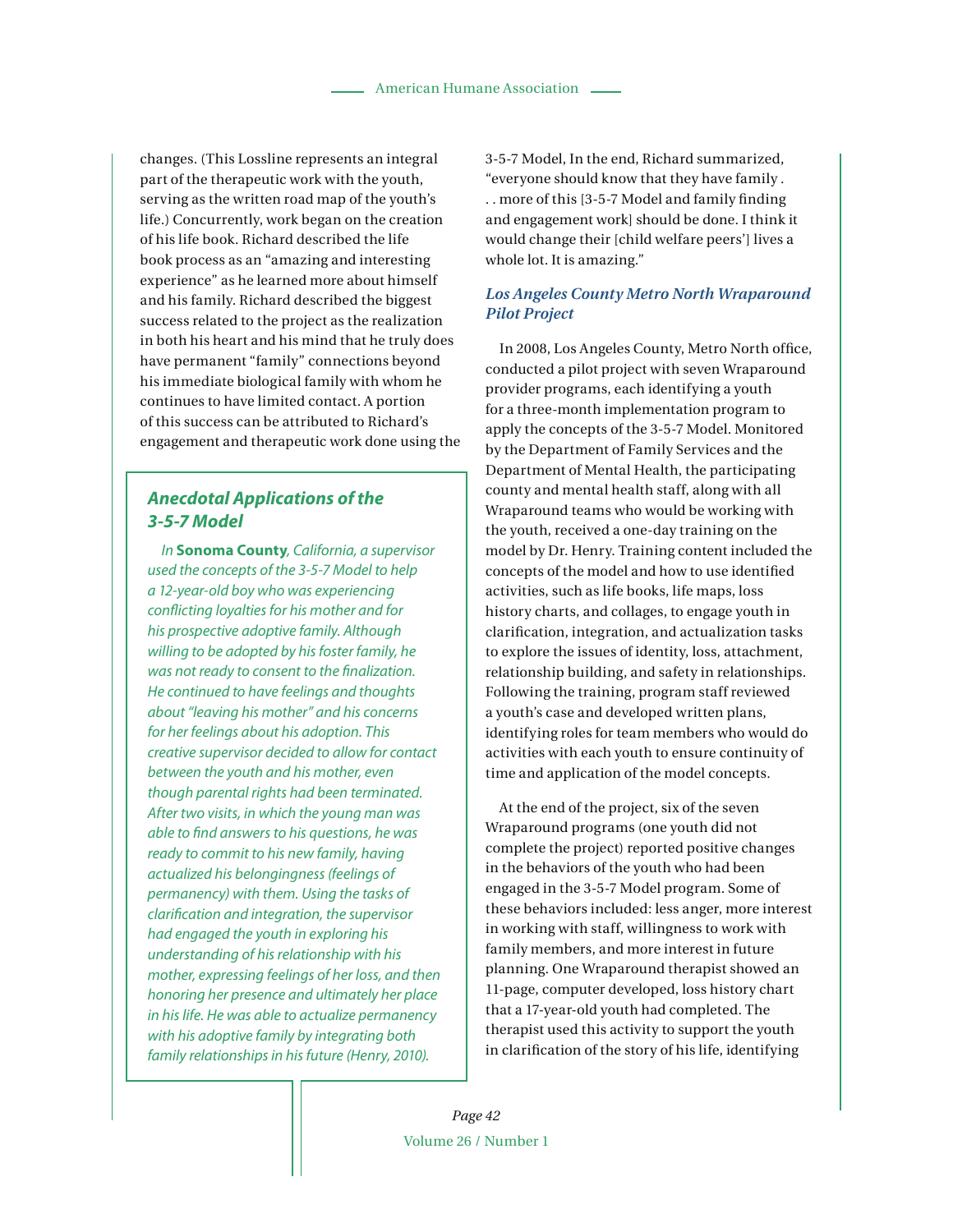changes. (This Lossline represents an integral part of the therapeutic work with the youth, serving as the written road map of the youth's life.) Concurrently, work began on the creation of his life book. Richard described the life book process as an "amazing and interesting experience" as he learned more about himself and his family. Richard described the biggest success related to the project as the realization in both his heart and his mind that he truly does have permanent "family" connections beyond his immediate biological family with whom he continues to have limited contact. A portion of this success can be attributed to Richard's engagement and therapeutic work done using the 3-5-7 Model, In the end, Richard summarized, "everyone should know that they have family . . . more of this [3-5-7 Model and family finding and engagement work] should be done. I think it would change their [child welfare peers'] lives a whole lot. It is amazing."

### *Anecdotal Applications of the 3-5-7 Model*

*In* **Sonoma County**, *California, a supervisor used the concepts of the 3-5-7 Model to help a 12-year-old boy who was experiencing conflicting loyalties for his mother and for his prospective adoptive family. Although willing to be adopted by his foster family, he was not ready to consent to the finalization. He continued to have feelings and thoughts about "leaving his mother" and his concerns for her feelings about his adoption. This creative supervisor decided to allow for contact between the youth and his mother, even though parental rights had been terminated. After two visits, in which the young man was able to find answers to his questions, he was ready to commit to his new family, having actualized his belongingness (feelings of permanency) with them. Using the tasks of clarification and integration, the supervisor had engaged the youth in exploring his understanding of his relationship with his mother, expressing feelings of her loss, and then honoring her presence and ultimately her place in his life. He was able to actualize permanency with his adoptive family by integrating both family relationships in his future (Henry, 2010).*

### *Los Angeles County Metro North Wraparound Pilot Project*

In 2008, Los Angeles County, Metro North office, conducted a pilot project with seven Wraparound provider programs, each identifying a youth for a three-month implementation program to apply the concepts of the 3-5-7 Model. Monitored by the Department of Family Services and the Department of Mental Health, the participating county and mental health staff, along with all Wraparound teams who would be working with the youth, received a one-day training on the model by Dr. Henry. Training content included the concepts of the model and how to use identified activities, such as life books, life maps, loss history charts, and collages, to engage youth in clarification, integration, and actualization tasks to explore the issues of identity, loss, attachment, relationship building, and safety in relationships. Following the training, program staff reviewed a youth's case and developed written plans, identifying roles for team members who would do activities with each youth to ensure continuity of time and application of the model concepts.

At the end of the project, six of the seven Wraparound programs (one youth did not complete the project) reported positive changes in the behaviors of the youth who had been engaged in the 3-5-7 Model program. Some of these behaviors included: less anger, more interest in working with staff, willingness to work with family members, and more interest in future planning. One Wraparound therapist showed an 11-page, computer developed, loss history chart that a 17-year-old youth had completed. The therapist used this activity to support the youth in clarification of the story of his life, identifying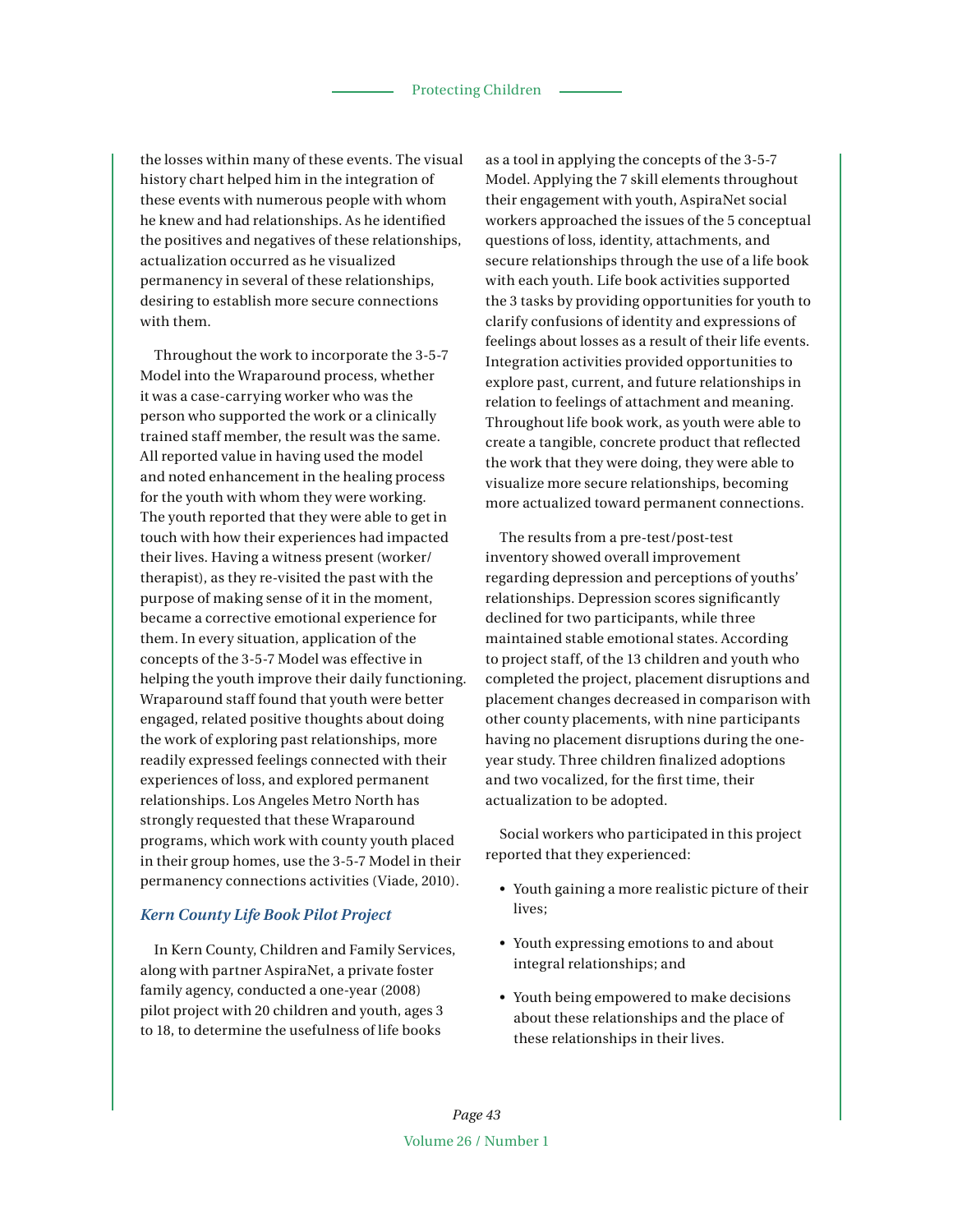the losses within many of these events. The visual history chart helped him in the integration of these events with numerous people with whom he knew and had relationships. As he identified the positives and negatives of these relationships, actualization occurred as he visualized permanency in several of these relationships, desiring to establish more secure connections with them.

Throughout the work to incorporate the 3-5-7 Model into the Wraparound process, whether it was a case-carrying worker who was the person who supported the work or a clinically trained staff member, the result was the same. All reported value in having used the model and noted enhancement in the healing process for the youth with whom they were working. The youth reported that they were able to get in touch with how their experiences had impacted their lives. Having a witness present (worker/therapist), as they re-visited the past with the purpose of making sense of it in the moment, became a corrective emotional experience for them. In every situation, application of the concepts of the 3-5-7 Model was effective in helping the youth improve their daily functioning. Wraparound staff found that youth were better engaged, related positive thoughts about doing the work of exploring past relationships, more readily expressed feelings connected with their experiences of loss, and explored permanent relationships. Los Angeles Metro North has strongly requested that these Wraparound programs, which work with county youth placed in their group homes, use the 3-5-7 Model in their permanency connections activities (Viade, 2010).

### *Kern County Life Book Pilot Project*

In Kern County, Children and Family Services, along with partner AspiraNet, a private foster family agency, conducted a one-year (2008) pilot project with 20 children and youth, ages 3 to 18, to determine the usefulness of life books as a tool in applying the concepts of the 3-5-7 Model. Applying the 7 skill elements throughout their engagement with youth, AspiraNet social workers approached the issues of the 5 conceptual questions of loss, identity, attachments, and secure relationships through the use of a life book with each youth. Life book activities supported the 3 tasks by providing opportunities for youth to clarify confusions of identity and expressions of feelings about losses as a result of their life events. Integration activities provided opportunities to explore past, current, and future relationships in relation to feelings of attachment and meaning. Throughout life book work, as youth were able to create a tangible, concrete product that reflected the work that they were doing, they were able to visualize more secure relationships, becoming more actualized toward permanent connections.

The results from a pre-test/post-test inventory showed overall improvement regarding depression and perceptions of youths' relationships. Depression scores significantly declined for two participants, while three maintained stable emotional states. According to project staff, of the 13 children and youth who completed the project, placement disruptions and placement changes decreased in comparison with other county placements, with nine participants having no placement disruptions during the one-year study. Three children finalized adoptions and two vocalized, for the first time, their actualization to be adopted.

Social workers who participated in this project reported that they experienced:

- Youth gaining a more realistic picture of their lives;
- Youth expressing emotions to and about integral relationships; and
- Youth being empowered to make decisions about these relationships and the place of these relationships in their lives.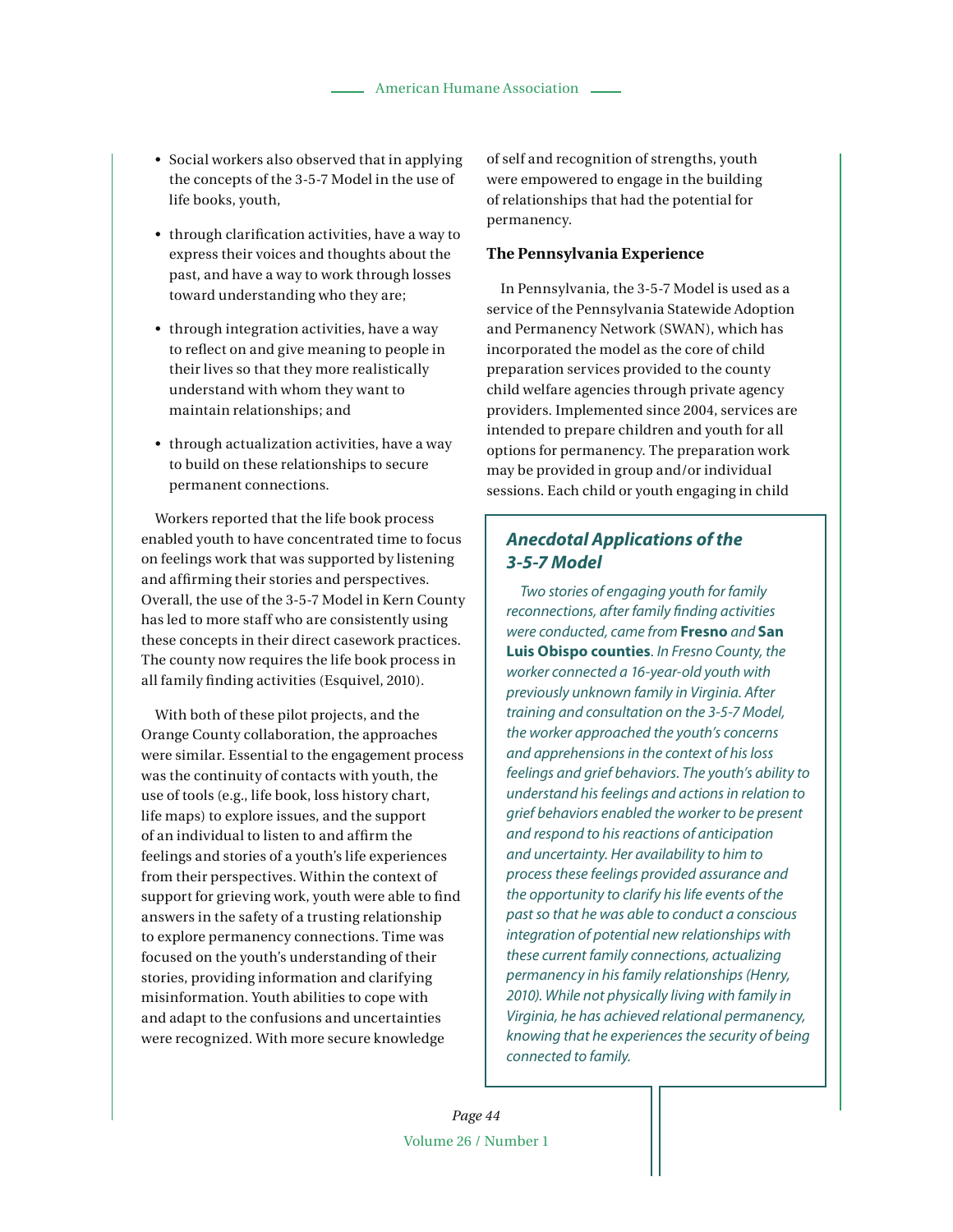- Social workers also observed that in applying the concepts of the 3-5-7 Model in the use of life books, youth,

- through clarification activities, have a way to express their voices and thoughts about the past, and have a way to work through losses toward understanding who they are;

- through integration activities, have a way to reflect on and give meaning to people in their lives so that they more realistically understand with whom they want to maintain relationships; and

- through actualization activities, have a way to build on these relationships to secure permanent connections.

Workers reported that the life book process enabled youth to have concentrated time to focus on feelings work that was supported by listening and affirming their stories and perspectives. Overall, the use of the 3-5-7 Model in Kern County has led to more staff who are consistently using these concepts in their direct casework practices. The county now requires the life book process in all family finding activities (Esquivel, 2010).

With both of these pilot projects, and the Orange County collaboration, the approaches were similar. Essential to the engagement process was the continuity of contacts with youth, the use of tools (e.g., life book, loss history chart, life maps) to explore issues, and the support of an individual to listen to and affirm the feelings and stories of a youth's life experiences from their perspectives. Within the context of support for grieving work, youth were able to find answers in the safety of a trusting relationship to explore permanency connections. Time was focused on the youth's understanding of their stories, providing information and clarifying misinformation. Youth abilities to cope with and adapt to the confusions and uncertainties were recognized. With more secure knowledge of self and recognition of strengths, youth were empowered to engage in the building of relationships that had the potential for permanency.

### The Pennsylvania Experience

In Pennsylvania, the 3-5-7 Model is used as a service of the Pennsylvania Statewide Adoption and Permanency Network (SWAN), which has incorporated the model as the core of child preparation services provided to the county child welfare agencies through private agency providers. Implemented since 2004, services are intended to prepare children and youth for all options for permanency. The preparation work may be provided in group and/or individual sessions. Each child or youth engaging in child

> ### *Anecdotal Applications of the 3-5-7 Model*
>
> *Two stories of engaging youth for family reconnections, after family finding activities were conducted, came from* ***Fresno*** *and* ***San Luis Obispo counties****. In Fresno County, the worker connected a 16-year-old youth with previously unknown family in Virginia. After training and consultation on the 3-5-7 Model, the worker approached the youth's concerns and apprehensions in the context of his loss feelings and grief behaviors. The youth's ability to understand his feelings and actions in relation to grief behaviors enabled the worker to be present and respond to his reactions of anticipation and uncertainty. Her availability to him to process these feelings provided assurance and the opportunity to clarify his life events of the past so that he was able to conduct a conscious integration of potential new relationships with these current family connections, actualizing permanency in his family relationships (Henry, 2010). While not physically living with family in Virginia, he has achieved relational permanency, knowing that he experiences the security of being connected to family.*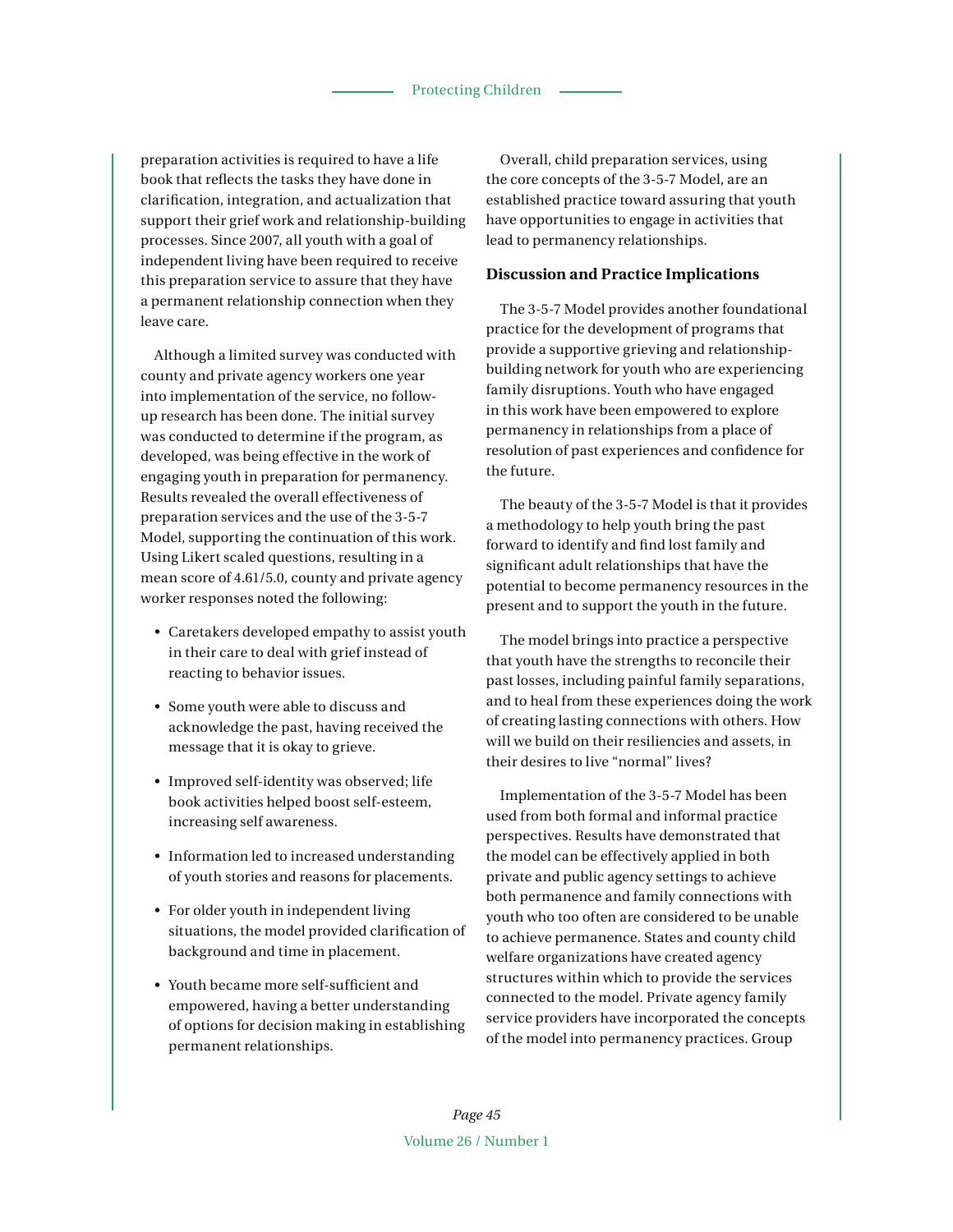preparation activities is required to have a life book that reflects the tasks they have done in clarification, integration, and actualization that support their grief work and relationship-building processes. Since 2007, all youth with a goal of independent living have been required to receive this preparation service to assure that they have a permanent relationship connection when they leave care.

Although a limited survey was conducted with county and private agency workers one year into implementation of the service, no follow-up research has been done. The initial survey was conducted to determine if the program, as developed, was being effective in the work of engaging youth in preparation for permanency. Results revealed the overall effectiveness of preparation services and the use of the 3-5-7 Model, supporting the continuation of this work. Using Likert scaled questions, resulting in a mean score of 4.61/5.0, county and private agency worker responses noted the following:

- Caretakers developed empathy to assist youth in their care to deal with grief instead of reacting to behavior issues.
- Some youth were able to discuss and acknowledge the past, having received the message that it is okay to grieve.
- Improved self-identity was observed; life book activities helped boost self-esteem, increasing self awareness.
- Information led to increased understanding of youth stories and reasons for placements.
- For older youth in independent living situations, the model provided clarification of background and time in placement.
- Youth became more self-sufficient and empowered, having a better understanding of options for decision making in establishing permanent relationships.

Overall, child preparation services, using the core concepts of the 3-5-7 Model, are an established practice toward assuring that youth have opportunities to engage in activities that lead to permanency relationships.

## Discussion and Practice Implications

The 3-5-7 Model provides another foundational practice for the development of programs that provide a supportive grieving and relationship-building network for youth who are experiencing family disruptions. Youth who have engaged in this work have been empowered to explore permanency in relationships from a place of resolution of past experiences and confidence for the future.

The beauty of the 3-5-7 Model is that it provides a methodology to help youth bring the past forward to identify and find lost family and significant adult relationships that have the potential to become permanency resources in the present and to support the youth in the future.

The model brings into practice a perspective that youth have the strengths to reconcile their past losses, including painful family separations, and to heal from these experiences doing the work of creating lasting connections with others. How will we build on their resiliencies and assets, in their desires to live "normal" lives?

Implementation of the 3-5-7 Model has been used from both formal and informal practice perspectives. Results have demonstrated that the model can be effectively applied in both private and public agency settings to achieve both permanence and family connections with youth who too often are considered to be unable to achieve permanence. States and county child welfare organizations have created agency structures within which to provide the services connected to the model. Private agency family service providers have incorporated the concepts of the model into permanency practices. Group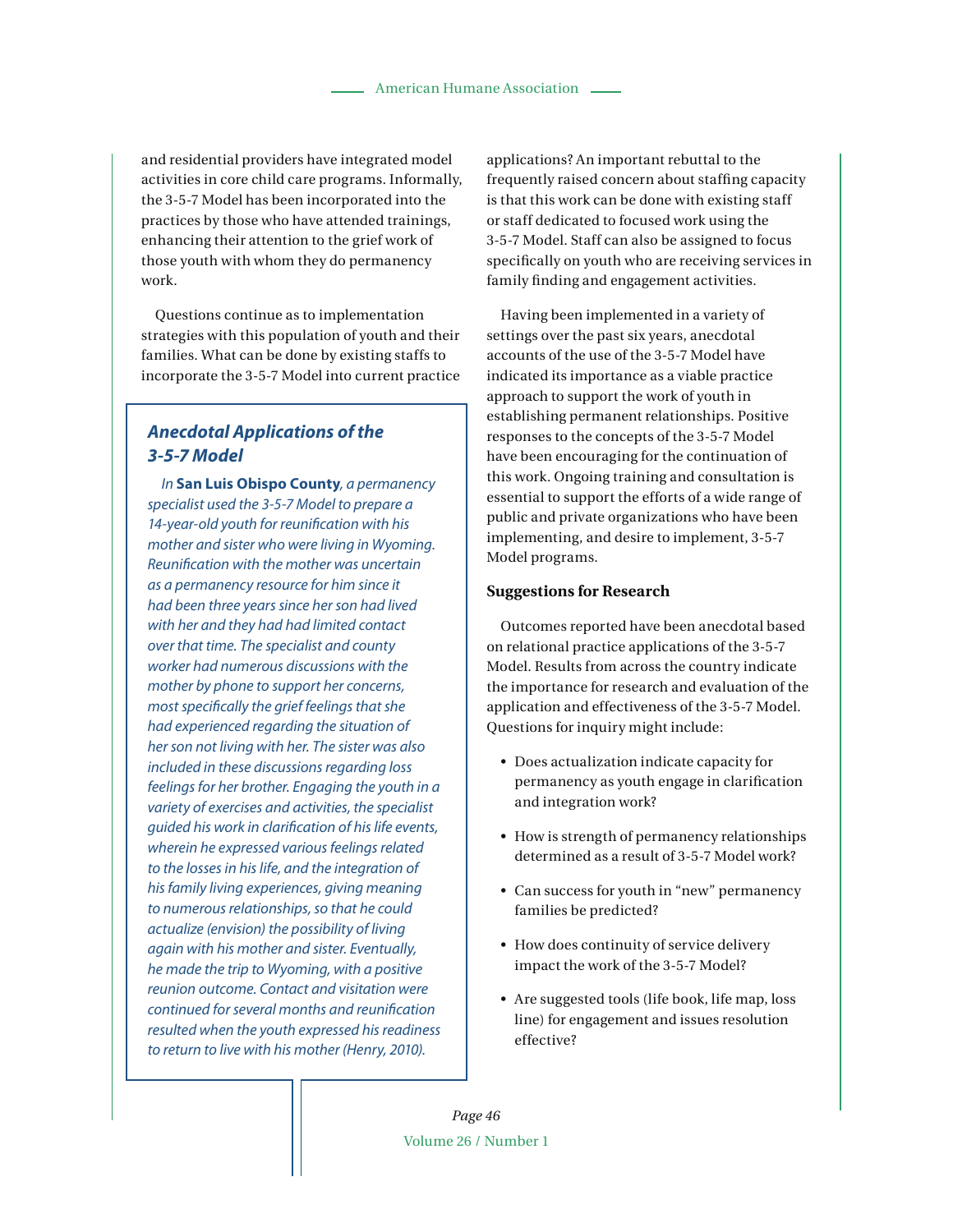and residential providers have integrated model activities in core child care programs. Informally, the 3-5-7 Model has been incorporated into the practices by those who have attended trainings, enhancing their attention to the grief work of those youth with whom they do permanency work.

Questions continue as to implementation strategies with this population of youth and their families. What can be done by existing staffs to incorporate the 3-5-7 Model into current practice applications? An important rebuttal to the frequently raised concern about staffing capacity is that this work can be done with existing staff or staff dedicated to focused work using the 3-5-7 Model. Staff can also be assigned to focus specifically on youth who are receiving services in family finding and engagement activities.

> ***Anecdotal Applications of the 3-5-7 Model***
>
> *In* **San Luis Obispo County***, a permanency specialist used the 3-5-7 Model to prepare a 14-year-old youth for reunification with his mother and sister who were living in Wyoming. Reunification with the mother was uncertain as a permanency resource for him since it had been three years since her son had lived with her and they had had limited contact over that time. The specialist and county worker had numerous discussions with the mother by phone to support her concerns, most specifically the grief feelings that she had experienced regarding the situation of her son not living with her. The sister was also included in these discussions regarding loss feelings for her brother. Engaging the youth in a variety of exercises and activities, the specialist guided his work in clarification of his life events, wherein he expressed various feelings related to the losses in his life, and the integration of his family living experiences, giving meaning to numerous relationships, so that he could actualize (envision) the possibility of living again with his mother and sister. Eventually, he made the trip to Wyoming, with a positive reunion outcome. Contact and visitation were continued for several months and reunification resulted when the youth expressed his readiness to return to live with his mother (Henry, 2010).*

Having been implemented in a variety of settings over the past six years, anecdotal accounts of the use of the 3-5-7 Model have indicated its importance as a viable practice approach to support the work of youth in establishing permanent relationships. Positive responses to the concepts of the 3-5-7 Model have been encouraging for the continuation of this work. Ongoing training and consultation is essential to support the efforts of a wide range of public and private organizations who have been implementing, and desire to implement, 3-5-7 Model programs.

**Suggestions for Research**

Outcomes reported have been anecdotal based on relational practice applications of the 3-5-7 Model. Results from across the country indicate the importance for research and evaluation of the application and effectiveness of the 3-5-7 Model. Questions for inquiry might include:

- Does actualization indicate capacity for permanency as youth engage in clarification and integration work?
- How is strength of permanency relationships determined as a result of 3-5-7 Model work?
- Can success for youth in "new" permanency families be predicted?
- How does continuity of service delivery impact the work of the 3-5-7 Model?
- Are suggested tools (life book, life map, loss line) for engagement and issues resolution effective?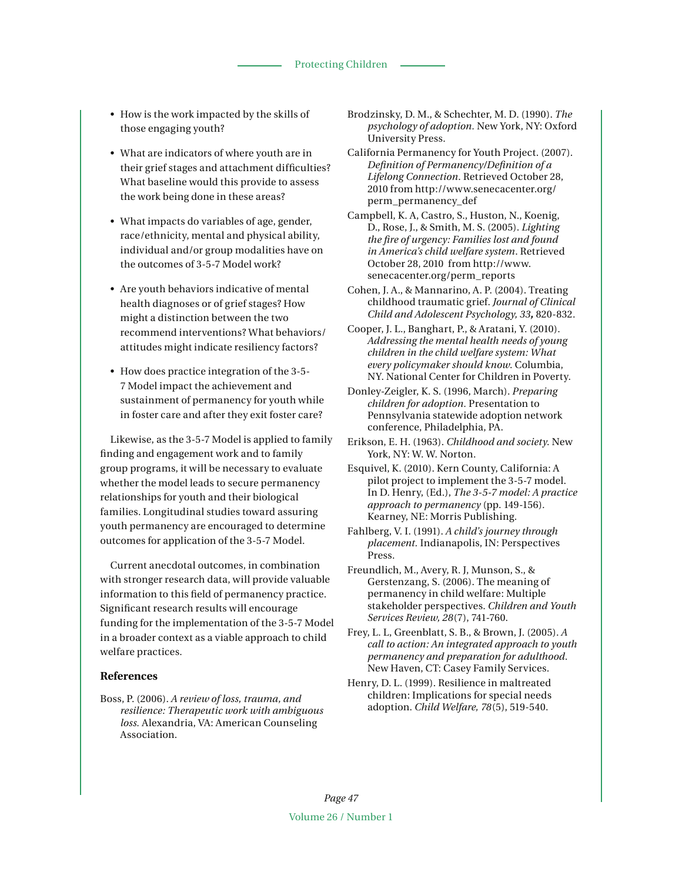- How is the work impacted by the skills of those engaging youth?

- What are indicators of where youth are in their grief stages and attachment difficulties? What baseline would this provide to assess the work being done in these areas?

- What impacts do variables of age, gender, race/ethnicity, mental and physical ability, individual and/or group modalities have on the outcomes of 3-5-7 Model work?

- Are youth behaviors indicative of mental health diagnoses or of grief stages? How might a distinction between the two recommend interventions? What behaviors/ attitudes might indicate resiliency factors?

- How does practice integration of the 3-5-7 Model impact the achievement and sustainment of permanency for youth while in foster care and after they exit foster care?

Likewise, as the 3-5-7 Model is applied to family finding and engagement work and to family group programs, it will be necessary to evaluate whether the model leads to secure permanency relationships for youth and their biological families. Longitudinal studies toward assuring youth permanency are encouraged to determine outcomes for application of the 3-5-7 Model.

Current anecdotal outcomes, in combination with stronger research data, will provide valuable information to this field of permanency practice. Significant research results will encourage funding for the implementation of the 3-5-7 Model in a broader context as a viable approach to child welfare practices.

### References

Boss, P. (2006). *A review of loss, trauma, and resilience: Therapeutic work with ambiguous loss.* Alexandria, VA: American Counseling Association.

Brodzinsky, D. M., & Schechter, M. D. (1990). *The psychology of adoption.* New York, NY: Oxford University Press.

California Permanency for Youth Project. (2007). *Definition of Permanency/Definition of a Lifelong Connection*. Retrieved October 28, 2010 from http://www.senecacenter.org/perm_permanency_def

Campbell, K. A, Castro, S., Huston, N., Koenig, D., Rose, J., & Smith, M. S. (2005). *Lighting the fire of urgency: Families lost and found in America's child welfare system*. Retrieved October 28, 2010 from http://www.senecacenter.org/perm_reports

Cohen, J. A., & Mannarino, A. P. (2004). Treating childhood traumatic grief. *Journal of Clinical Child and Adolescent Psychology, 33*, 820-832.

Cooper, J. L., Banghart, P., & Aratani, Y. (2010). *Addressing the mental health needs of young children in the child welfare system: What every policymaker should know.* Columbia, NY. National Center for Children in Poverty.

Donley-Zeigler, K. S. (1996, March). *Preparing children for adoption.* Presentation to Pennsylvania statewide adoption network conference, Philadelphia, PA.

Erikson, E. H. (1963). *Childhood and society.* New York, NY: W. W. Norton.

Esquivel, K. (2010). Kern County, California: A pilot project to implement the 3-5-7 model. In D. Henry, (Ed.), *The 3-5-7 model: A practice approach to permanency* (pp. 149-156). Kearney, NE: Morris Publishing.

Fahlberg, V. I. (1991). *A child's journey through placement.* Indianapolis, IN: Perspectives Press.

Freundlich, M., Avery, R. J, Munson, S., & Gerstenzang, S. (2006). The meaning of permanency in child welfare: Multiple stakeholder perspectives. *Children and Youth Services Review, 28*(7), 741-760.

Frey, L. L, Greenblatt, S. B., & Brown, J. (2005). *A call to action: An integrated approach to youth permanency and preparation for adulthood.* New Haven, CT: Casey Family Services.

Henry, D. L. (1999). Resilience in maltreated children: Implications for special needs adoption. *Child Welfare, 78*(5), 519-540.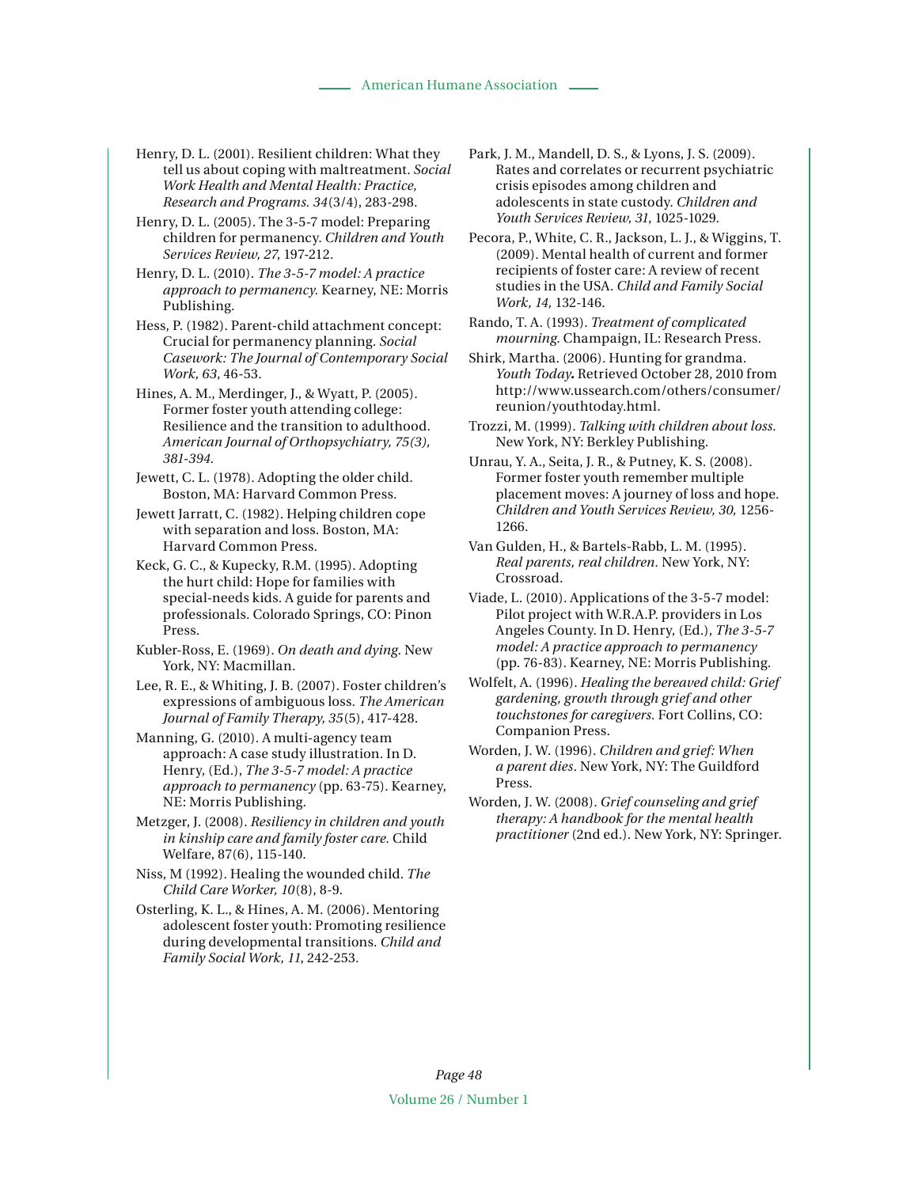Henry, D. L. (2001). Resilient children: What they tell us about coping with maltreatment. *Social Work Health and Mental Health: Practice, Research and Programs. 34*(3/4), 283-298.

Henry, D. L. (2005). The 3-5-7 model: Preparing children for permanency. *Children and Youth Services Review, 27*, 197-212.

Henry, D. L. (2010). *The 3-5-7 model: A practice approach to permanency.* Kearney, NE: Morris Publishing.

Hess, P. (1982). Parent-child attachment concept: Crucial for permanency planning. *Social Casework: The Journal of Contemporary Social Work, 63*, 46-53.

Hines, A. M., Merdinger, J., & Wyatt, P. (2005). Former foster youth attending college: Resilience and the transition to adulthood. *American Journal of Orthopsychiatry, 75(3), 381-394.*

Jewett, C. L. (1978). Adopting the older child. Boston, MA: Harvard Common Press.

Jewett Jarratt, C. (1982). Helping children cope with separation and loss. Boston, MA: Harvard Common Press.

Keck, G. C., & Kupecky, R.M. (1995). Adopting the hurt child: Hope for families with special-needs kids. A guide for parents and professionals. Colorado Springs, CO: Pinon Press.

Kubler-Ross, E. (1969). *On death and dying.* New York, NY: Macmillan.

Lee, R. E., & Whiting, J. B. (2007). Foster children's expressions of ambiguous loss. *The American Journal of Family Therapy, 35*(5), 417-428.

Manning, G. (2010). A multi-agency team approach: A case study illustration. In D. Henry, (Ed.), *The 3-5-7 model: A practice approach to permanency* (pp. 63-75). Kearney, NE: Morris Publishing.

Metzger, J. (2008). *Resiliency in children and youth in kinship care and family foster care.* Child Welfare, 87(6), 115-140.

Niss, M (1992). Healing the wounded child. *The Child Care Worker, 10*(8), 8-9.

Osterling, K. L., & Hines, A. M. (2006). Mentoring adolescent foster youth: Promoting resilience during developmental transitions. *Child and Family Social Work, 11*, 242-253.

Park, J. M., Mandell, D. S., & Lyons, J. S. (2009). Rates and correlates or recurrent psychiatric crisis episodes among children and adolescents in state custody. *Children and Youth Services Review, 31*, 1025-1029.

Pecora, P., White, C. R., Jackson, L. J., & Wiggins, T. (2009). Mental health of current and former recipients of foster care: A review of recent studies in the USA. *Child and Family Social Work, 14,* 132-146.

Rando, T. A. (1993). *Treatment of complicated mourning.* Champaign, IL: Research Press.

Shirk, Martha. (2006). Hunting for grandma. *Youth Today.* Retrieved October 28, 2010 from http://www.ussearch.com/others/consumer/reunion/youthtoday.html.

Trozzi, M. (1999). *Talking with children about loss.* New York, NY: Berkley Publishing.

Unrau, Y. A., Seita, J. R., & Putney, K. S. (2008). Former foster youth remember multiple placement moves: A journey of loss and hope. *Children and Youth Services Review, 30,* 1256-1266.

Van Gulden, H., & Bartels-Rabb, L. M. (1995). *Real parents, real children.* New York, NY: Crossroad.

Viade, L. (2010). Applications of the 3-5-7 model: Pilot project with W.R.A.P. providers in Los Angeles County. In D. Henry, (Ed.), *The 3-5-7 model: A practice approach to permanency* (pp. 76-83). Kearney, NE: Morris Publishing.

Wolfelt, A. (1996). *Healing the bereaved child: Grief gardening, growth through grief and other touchstones for caregivers.* Fort Collins, CO: Companion Press.

Worden, J. W. (1996). *Children and grief: When a parent dies*. New York, NY: The Guildford Press.

Worden, J. W. (2008). *Grief counseling and grief therapy: A handbook for the mental health practitioner* (2nd ed.). New York, NY: Springer.